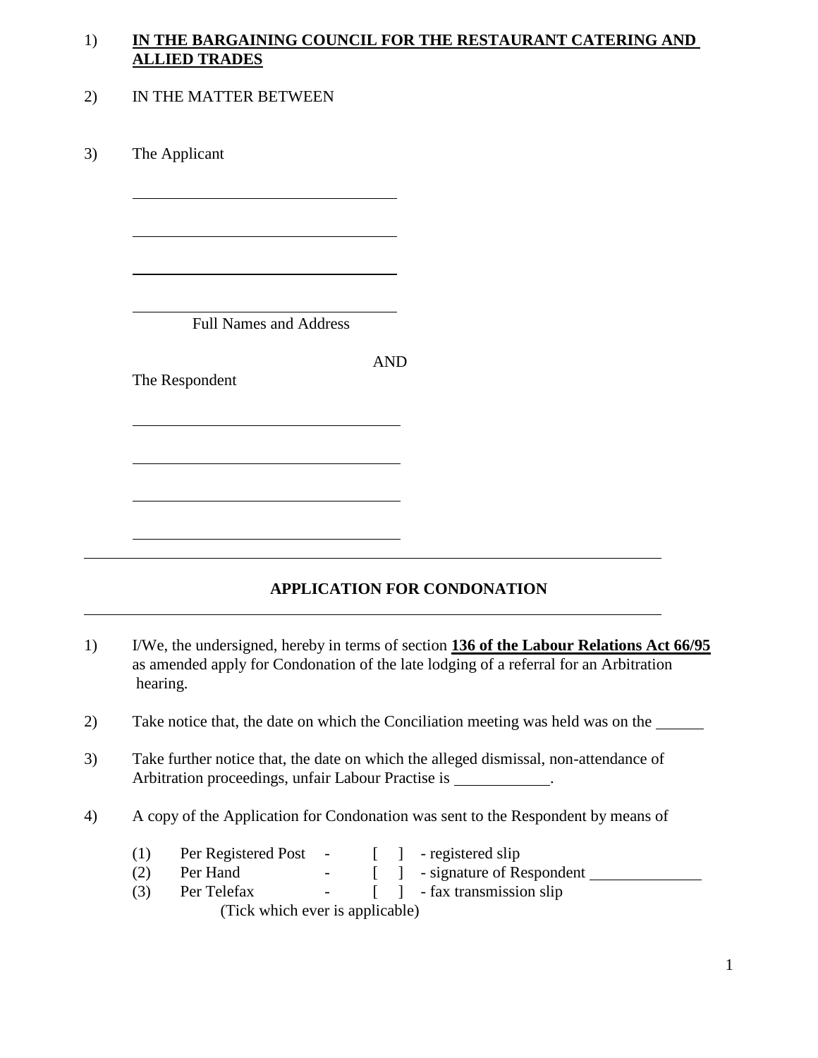1) **<u>IN THE BARGAINING COUNCIL FOR THE RESTAURANT CATERING AND ALLIED TRADES</u>**

2) IN THE MATTER BETWEEN

3) The Applicant

\_\_\_\_\_\_\_\_\_\_\_\_\_\_\_\_\_\_\_\_\_\_\_\_\_\_\_\_\_\_\_\_\_\_

\_\_\_\_\_\_\_\_\_\_\_\_\_\_\_\_\_\_\_\_\_\_\_\_\_\_\_\_\_\_\_\_\_\_

\_\_\_\_\_\_\_\_\_\_\_\_\_\_\_\_\_\_\_\_\_\_\_\_\_\_\_\_\_\_\_\_\_\_

\_\_\_\_\_\_\_\_\_\_\_\_\_\_\_\_\_\_\_\_\_\_\_\_\_\_\_\_\_\_\_\_\_\_

Full Names and Address

AND

The Respondent

\_\_\_\_\_\_\_\_\_\_\_\_\_\_\_\_\_\_\_\_\_\_\_\_\_\_\_\_\_\_\_\_\_\_

\_\_\_\_\_\_\_\_\_\_\_\_\_\_\_\_\_\_\_\_\_\_\_\_\_\_\_\_\_\_\_\_\_\_

\_\_\_\_\_\_\_\_\_\_\_\_\_\_\_\_\_\_\_\_\_\_\_\_\_\_\_\_\_\_\_\_\_\_

\_\_\_\_\_\_\_\_\_\_\_\_\_\_\_\_\_\_\_\_\_\_\_\_\_\_\_\_\_\_\_\_\_\_

---

**APPLICATION FOR CONDONATION**

---

1) I/We, the undersigned, hereby in terms of section **<u>136 of the Labour Relations Act 66/95</u>** as amended apply for Condonation of the late lodging of a referral for an Arbitration hearing.

2) Take notice that, the date on which the Conciliation meeting was held was on the \_\_\_\_\_\_

3) Take further notice that, the date on which the alleged dismissal, non-attendance of Arbitration proceedings, unfair Labour Practise is \_\_\_\_\_\_\_\_\_\_\_\_.

4) A copy of the Application for Condonation was sent to the Respondent by means of

   (1) Per Registered Post - [ ] - registered slip
   (2) Per Hand - [ ] - signature of Respondent \_\_\_\_\_\_\_\_\_\_\_\_\_\_
   (3) Per Telefax - [ ] - fax transmission slip
   (Tick which ever is applicable)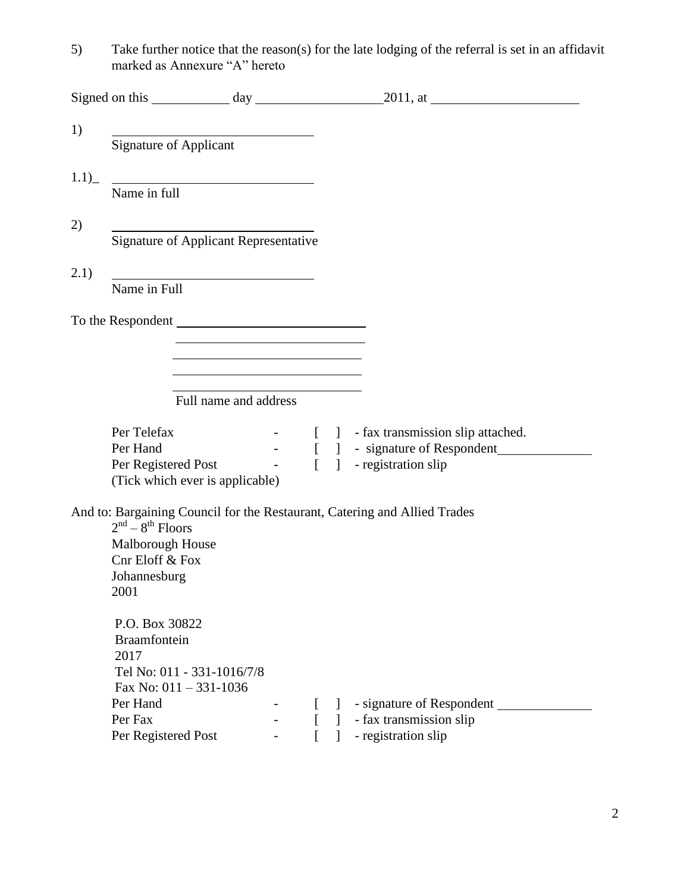5) Take further notice that the reason(s) for the late lodging of the referral is set in an affidavit marked as Annexure "A" hereto

Signed on this ____________ day ____________________2011, at ______________________

1) ______________________________
Signature of Applicant

1.1)_ ______________________________
Name in full

2) ______________________________
Signature of Applicant Representative

2.1) ______________________________
Name in Full

To the Respondent ____________________________
____________________________
____________________________
____________________________
____________________________
Full name and address

Per Telefax - [ ] - fax transmission slip attached.
Per Hand - [ ] - signature of Respondent______________
Per Registered Post - [ ] - registration slip
(Tick which ever is applicable)

And to: Bargaining Council for the Restaurant, Catering and Allied Trades
2nd – 8th Floors
Malborough House
Cnr Eloff & Fox
Johannesburg
2001

P.O. Box 30822
Braamfontein
2017
Tel No: 011 - 331-1016/7/8
Fax No: 011 – 331-1036
Per Hand - [ ] - signature of Respondent ______________
Per Fax - [ ] - fax transmission slip
Per Registered Post - [ ] - registration slip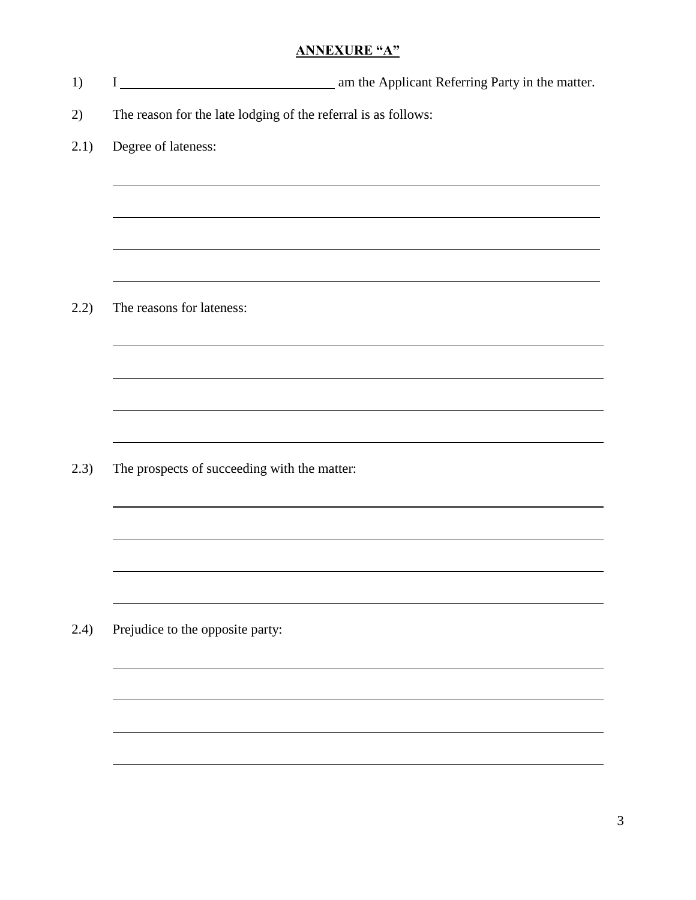**ANNEXURE "A"**

1) I ______________________________ am the Applicant Referring Party in the matter.

2) The reason for the late lodging of the referral is as follows:

2.1) Degree of lateness:

______________________________________________________________________

______________________________________________________________________

______________________________________________________________________

______________________________________________________________________

2.2) The reasons for lateness:

______________________________________________________________________

______________________________________________________________________

______________________________________________________________________

______________________________________________________________________

2.3) The prospects of succeeding with the matter:

______________________________________________________________________

______________________________________________________________________

______________________________________________________________________

______________________________________________________________________

2.4) Prejudice to the opposite party:

______________________________________________________________________

______________________________________________________________________

______________________________________________________________________

______________________________________________________________________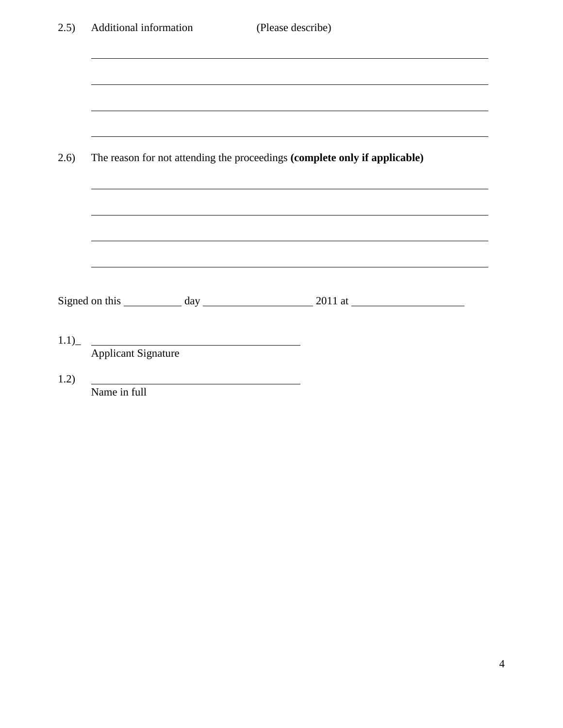2.5) Additional information (Please describe)

\_\_\_\_\_\_\_\_\_\_\_\_\_\_\_\_\_\_\_\_\_\_\_\_\_\_\_\_\_\_\_\_\_\_\_\_\_\_\_\_\_\_\_\_\_\_\_\_\_\_\_\_\_\_\_\_\_\_\_\_

\_\_\_\_\_\_\_\_\_\_\_\_\_\_\_\_\_\_\_\_\_\_\_\_\_\_\_\_\_\_\_\_\_\_\_\_\_\_\_\_\_\_\_\_\_\_\_\_\_\_\_\_\_\_\_\_\_\_\_\_

\_\_\_\_\_\_\_\_\_\_\_\_\_\_\_\_\_\_\_\_\_\_\_\_\_\_\_\_\_\_\_\_\_\_\_\_\_\_\_\_\_\_\_\_\_\_\_\_\_\_\_\_\_\_\_\_\_\_\_\_

\_\_\_\_\_\_\_\_\_\_\_\_\_\_\_\_\_\_\_\_\_\_\_\_\_\_\_\_\_\_\_\_\_\_\_\_\_\_\_\_\_\_\_\_\_\_\_\_\_\_\_\_\_\_\_\_\_\_\_\_

2.6) The reason for not attending the proceedings **(complete only if applicable)**

\_\_\_\_\_\_\_\_\_\_\_\_\_\_\_\_\_\_\_\_\_\_\_\_\_\_\_\_\_\_\_\_\_\_\_\_\_\_\_\_\_\_\_\_\_\_\_\_\_\_\_\_\_\_\_\_\_\_\_\_

\_\_\_\_\_\_\_\_\_\_\_\_\_\_\_\_\_\_\_\_\_\_\_\_\_\_\_\_\_\_\_\_\_\_\_\_\_\_\_\_\_\_\_\_\_\_\_\_\_\_\_\_\_\_\_\_\_\_\_\_

\_\_\_\_\_\_\_\_\_\_\_\_\_\_\_\_\_\_\_\_\_\_\_\_\_\_\_\_\_\_\_\_\_\_\_\_\_\_\_\_\_\_\_\_\_\_\_\_\_\_\_\_\_\_\_\_\_\_\_\_

\_\_\_\_\_\_\_\_\_\_\_\_\_\_\_\_\_\_\_\_\_\_\_\_\_\_\_\_\_\_\_\_\_\_\_\_\_\_\_\_\_\_\_\_\_\_\_\_\_\_\_\_\_\_\_\_\_\_\_\_

Signed on this \_\_\_\_\_\_\_\_\_ day \_\_\_\_\_\_\_\_\_\_\_\_\_\_\_\_ 2011 at \_\_\_\_\_\_\_\_\_\_\_\_\_\_\_\_

1.1)\_ \_\_\_\_\_\_\_\_\_\_\_\_\_\_\_\_\_\_\_\_\_\_\_\_\_\_\_\_\_\_
Applicant Signature

1.2) \_\_\_\_\_\_\_\_\_\_\_\_\_\_\_\_\_\_\_\_\_\_\_\_\_\_\_\_\_\_
Name in full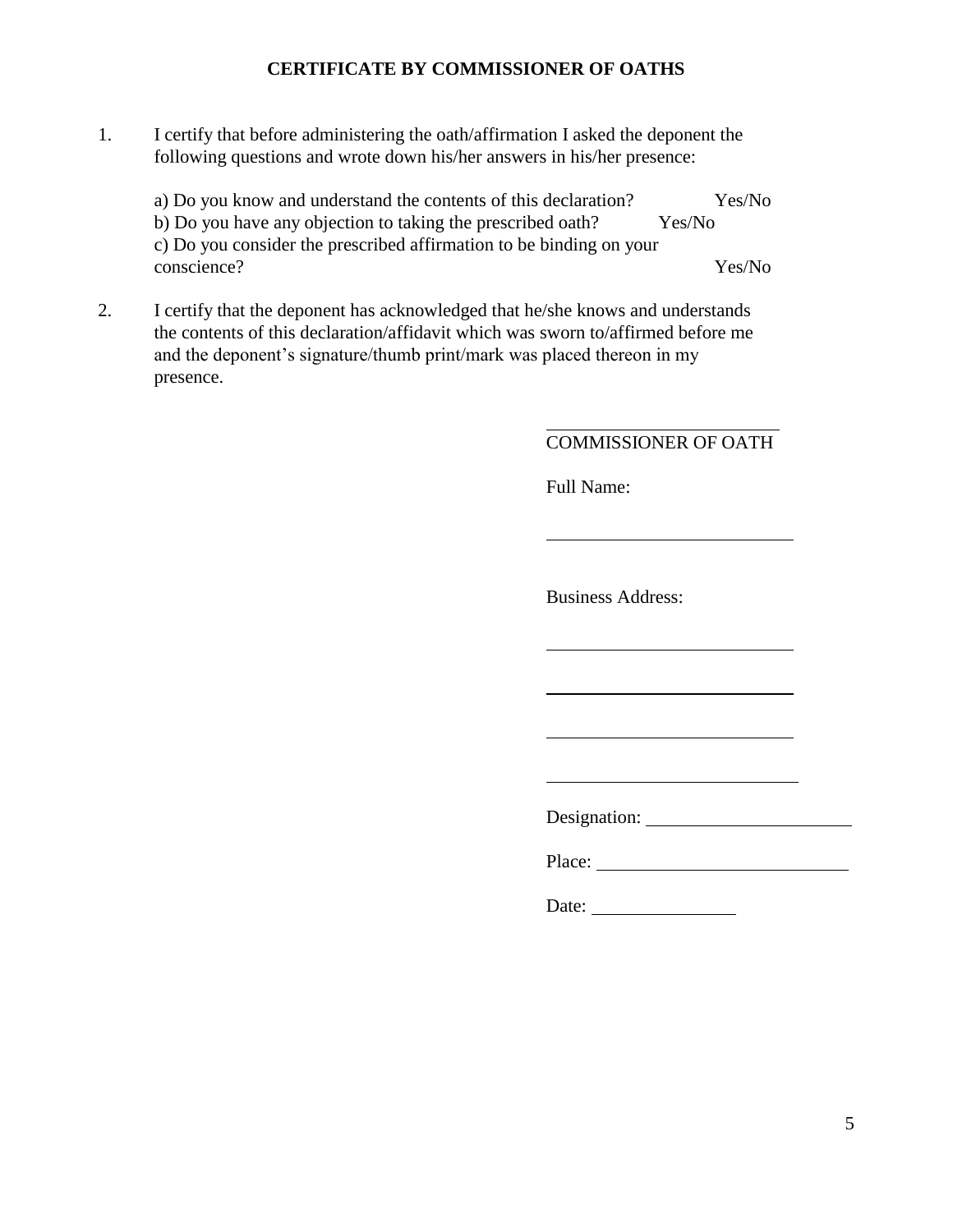**CERTIFICATE BY COMMISSIONER OF OATHS**

1. I certify that before administering the oath/affirmation I asked the deponent the following questions and wrote down his/her answers in his/her presence:

   a) Do you know and understand the contents of this declaration? Yes/No
   b) Do you have any objection to taking the prescribed oath? Yes/No
   c) Do you consider the prescribed affirmation to be binding on your conscience? Yes/No

2. I certify that the deponent has acknowledged that he/she knows and understands the contents of this declaration/affidavit which was sworn to/affirmed before me and the deponent's signature/thumb print/mark was placed thereon in my presence.

\_\_\_\_\_\_\_\_\_\_\_\_\_\_\_\_\_\_\_\_\_\_\_\_\_\_
COMMISSIONER OF OATH

Full Name:

\_\_\_\_\_\_\_\_\_\_\_\_\_\_\_\_\_\_\_\_\_\_\_\_\_\_

Business Address:

\_\_\_\_\_\_\_\_\_\_\_\_\_\_\_\_\_\_\_\_\_\_\_\_\_\_

\_\_\_\_\_\_\_\_\_\_\_\_\_\_\_\_\_\_\_\_\_\_\_\_\_\_

\_\_\_\_\_\_\_\_\_\_\_\_\_\_\_\_\_\_\_\_\_\_\_\_\_\_

\_\_\_\_\_\_\_\_\_\_\_\_\_\_\_\_\_\_\_\_\_\_\_\_\_\_

Designation: \_\_\_\_\_\_\_\_\_\_\_\_\_\_\_\_\_\_\_\_\_\_

Place: \_\_\_\_\_\_\_\_\_\_\_\_\_\_\_\_\_\_\_\_\_\_\_\_\_\_

Date: \_\_\_\_\_\_\_\_\_\_\_\_\_\_\_